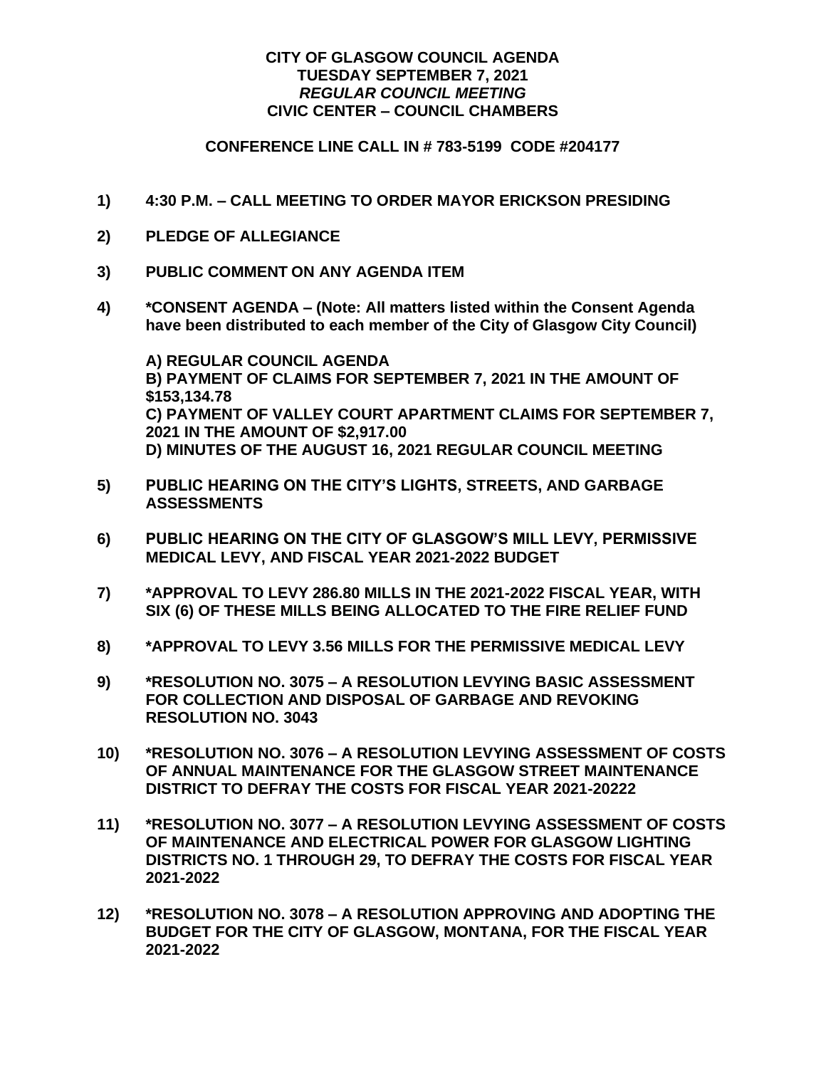# CITY OF GLASGOW COUNCIL AGENDA
## TUESDAY SEPTEMBER 7, 2021
## *REGULAR COUNCIL MEETING*
## CIVIC CENTER – COUNCIL CHAMBERS

**CONFERENCE LINE CALL IN # 783-5199 CODE #204177**

**1) 4:30 P.M. – CALL MEETING TO ORDER MAYOR ERICKSON PRESIDING**

**2) PLEDGE OF ALLEGIANCE**

**3) PUBLIC COMMENT ON ANY AGENDA ITEM**

**4) *CONSENT AGENDA – (Note: All matters listed within the Consent Agenda have been distributed to each member of the City of Glasgow City Council)**

**A) REGULAR COUNCIL AGENDA**
**B) PAYMENT OF CLAIMS FOR SEPTEMBER 7, 2021 IN THE AMOUNT OF $153,134.78**
**C) PAYMENT OF VALLEY COURT APARTMENT CLAIMS FOR SEPTEMBER 7, 2021 IN THE AMOUNT OF $2,917.00**
**D) MINUTES OF THE AUGUST 16, 2021 REGULAR COUNCIL MEETING**

**5) PUBLIC HEARING ON THE CITY'S LIGHTS, STREETS, AND GARBAGE ASSESSMENTS**

**6) PUBLIC HEARING ON THE CITY OF GLASGOW'S MILL LEVY, PERMISSIVE MEDICAL LEVY, AND FISCAL YEAR 2021-2022 BUDGET**

**7) *APPROVAL TO LEVY 286.80 MILLS IN THE 2021-2022 FISCAL YEAR, WITH SIX (6) OF THESE MILLS BEING ALLOCATED TO THE FIRE RELIEF FUND**

**8) *APPROVAL TO LEVY 3.56 MILLS FOR THE PERMISSIVE MEDICAL LEVY**

**9) *RESOLUTION NO. 3075 – A RESOLUTION LEVYING BASIC ASSESSMENT FOR COLLECTION AND DISPOSAL OF GARBAGE AND REVOKING RESOLUTION NO. 3043**

**10) *RESOLUTION NO. 3076 – A RESOLUTION LEVYING ASSESSMENT OF COSTS OF ANNUAL MAINTENANCE FOR THE GLASGOW STREET MAINTENANCE DISTRICT TO DEFRAY THE COSTS FOR FISCAL YEAR 2021-20222**

**11) *RESOLUTION NO. 3077 – A RESOLUTION LEVYING ASSESSMENT OF COSTS OF MAINTENANCE AND ELECTRICAL POWER FOR GLASGOW LIGHTING DISTRICTS NO. 1 THROUGH 29, TO DEFRAY THE COSTS FOR FISCAL YEAR 2021-2022**

**12) *RESOLUTION NO. 3078 – A RESOLUTION APPROVING AND ADOPTING THE BUDGET FOR THE CITY OF GLASGOW, MONTANA, FOR THE FISCAL YEAR 2021-2022**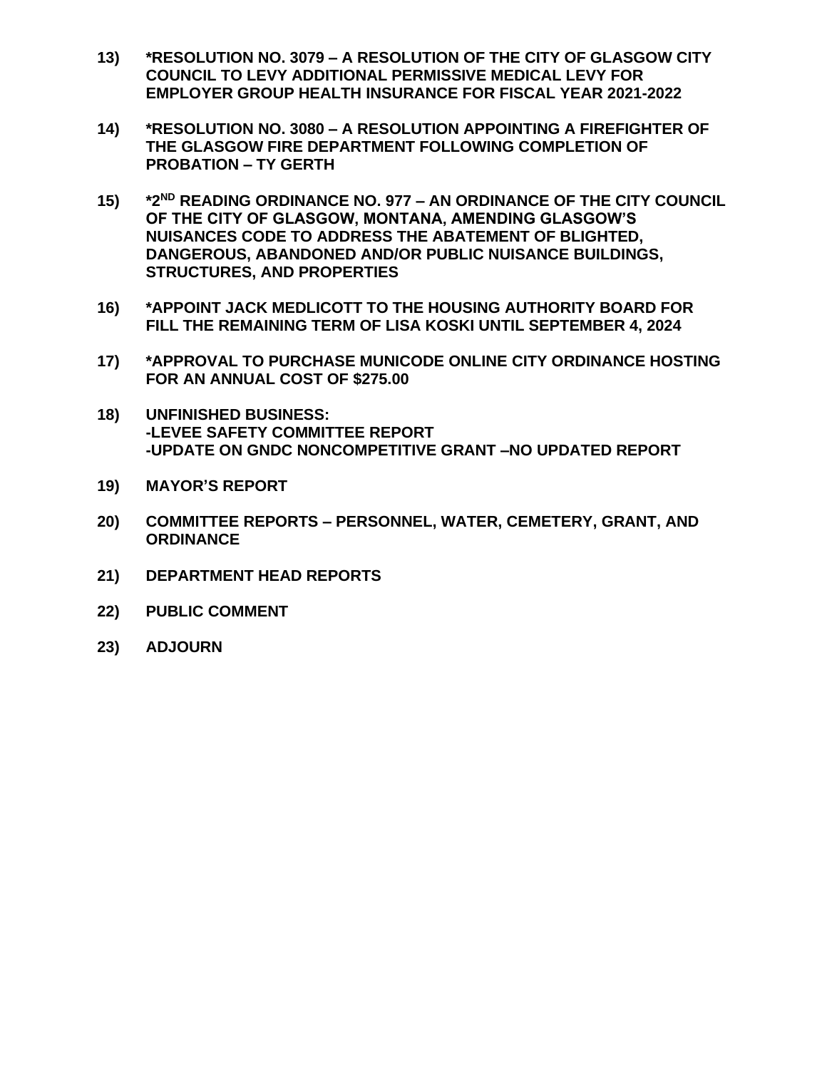**13) *RESOLUTION NO. 3079 – A RESOLUTION OF THE CITY OF GLASGOW CITY COUNCIL TO LEVY ADDITIONAL PERMISSIVE MEDICAL LEVY FOR EMPLOYER GROUP HEALTH INSURANCE FOR FISCAL YEAR 2021-2022**

**14) *RESOLUTION NO. 3080 – A RESOLUTION APPOINTING A FIREFIGHTER OF THE GLASGOW FIRE DEPARTMENT FOLLOWING COMPLETION OF PROBATION – TY GERTH**

**15) *2ND READING ORDINANCE NO. 977 – AN ORDINANCE OF THE CITY COUNCIL OF THE CITY OF GLASGOW, MONTANA, AMENDING GLASGOW'S NUISANCES CODE TO ADDRESS THE ABATEMENT OF BLIGHTED, DANGEROUS, ABANDONED AND/OR PUBLIC NUISANCE BUILDINGS, STRUCTURES, AND PROPERTIES**

**16) *APPOINT JACK MEDLICOTT TO THE HOUSING AUTHORITY BOARD FOR FILL THE REMAINING TERM OF LISA KOSKI UNTIL SEPTEMBER 4, 2024**

**17) *APPROVAL TO PURCHASE MUNICODE ONLINE CITY ORDINANCE HOSTING FOR AN ANNUAL COST OF $275.00**

**18) UNFINISHED BUSINESS:**
**-LEVEE SAFETY COMMITTEE REPORT**
**-UPDATE ON GNDC NONCOMPETITIVE GRANT –NO UPDATED REPORT**

**19) MAYOR'S REPORT**

**20) COMMITTEE REPORTS – PERSONNEL, WATER, CEMETERY, GRANT, AND ORDINANCE**

**21) DEPARTMENT HEAD REPORTS**

**22) PUBLIC COMMENT**

**23) ADJOURN**